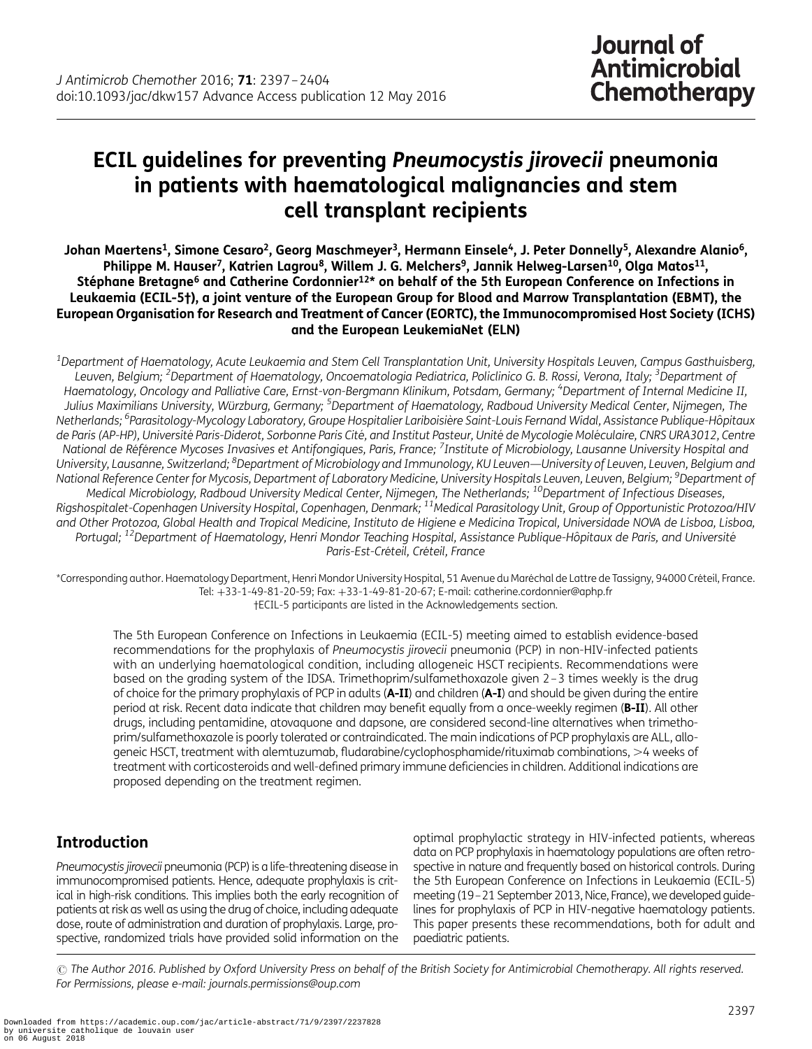# ECIL guidelines for preventing *Pneumocystis jirovecii* pneumonia in patients with haematological malignancies and stem cell transplant recipients

**Johan Maertens[1], Simone Cesaro[2], Georg Maschmeyer[3], Hermann Einsele[4], J. Peter Donnelly[5], Alexandre Alanio[6], Philippe M. Hauser[7], Katrien Lagrou[8], Willem J. G. Melchers[9], Jannik Helweg-Larsen[10], Olga Matos[11], Stéphane Bretagne[6] and Catherine Cordonnier[12]\* on behalf of the 5th European Conference on Infections in Leukaemia (ECIL-5†), a joint venture of the European Group for Blood and Marrow Transplantation (EBMT), the European Organisation for Research and Treatment of Cancer (EORTC), the Immunocompromised Host Society (ICHS) and the European LeukemiaNet (ELN)**

*[1]Department of Haematology, Acute Leukaemia and Stem Cell Transplantation Unit, University Hospitals Leuven, Campus Gasthuisberg, Leuven, Belgium; [2]Department of Haematology, Oncoematologia Pediatrica, Policlinico G. B. Rossi, Verona, Italy; [3]Department of Haematology, Oncology and Palliative Care, Ernst-von-Bergmann Klinikum, Potsdam, Germany; [4]Department of Internal Medicine II, Julius Maximilians University, Würzburg, Germany; [5]Department of Haematology, Radboud University Medical Center, Nijmegen, The Netherlands; [6]Parasitology-Mycology Laboratory, Groupe Hospitalier Lariboisière Saint-Louis Fernand Widal, Assistance Publique-Hôpitaux de Paris (AP-HP), Université Paris-Diderot, Sorbonne Paris Cité, and Institut Pasteur, Unité de Mycologie Moléculaire, CNRS URA3012, Centre National de Référence Mycoses Invasives et Antifongiques, Paris, France; [7]Institute of Microbiology, Lausanne University Hospital and University, Lausanne, Switzerland; [8]Department of Microbiology and Immunology, KU Leuven—University of Leuven, Leuven, Belgium and National Reference Center for Mycosis, Department of Laboratory Medicine, University Hospitals Leuven, Leuven, Belgium; [9]Department of Medical Microbiology, Radboud University Medical Center, Nijmegen, The Netherlands; [10]Department of Infectious Diseases, Rigshospitalet-Copenhagen University Hospital, Copenhagen, Denmark; [11]Medical Parasitology Unit, Group of Opportunistic Protozoa/HIV and Other Protozoa, Global Health and Tropical Medicine, Instituto de Higiene e Medicina Tropical, Universidade NOVA de Lisboa, Lisboa, Portugal; [12]Department of Haematology, Henri Mondor Teaching Hospital, Assistance Publique-Hôpitaux de Paris, and Université Paris-Est-Créteil, Créteil, France*

\*Corresponding author. Haematology Department, Henri Mondor University Hospital, 51 Avenue du Maréchal de Lattre de Tassigny, 94000 Créteil, France. Tel: +33-1-49-81-20-59; Fax: +33-1-49-81-20-67; E-mail: catherine.cordonnier@aphp.fr

†ECIL-5 participants are listed in the Acknowledgements section.

The 5th European Conference on Infections in Leukaemia (ECIL-5) meeting aimed to establish evidence-based recommendations for the prophylaxis of *Pneumocystis jirovecii* pneumonia (PCP) in non-HIV-infected patients with an underlying haematological condition, including allogeneic HSCT recipients. Recommendations were based on the grading system of the IDSA. Trimethoprim/sulfamethoxazole given 2–3 times weekly is the drug of choice for the primary prophylaxis of PCP in adults (**A-II**) and children (**A-I**) and should be given during the entire period at risk. Recent data indicate that children may benefit equally from a once-weekly regimen (**B-II**). All other drugs, including pentamidine, atovaquone and dapsone, are considered second-line alternatives when trimethoprim/sulfamethoxazole is poorly tolerated or contraindicated. The main indications of PCP prophylaxis are ALL, allogeneic HSCT, treatment with alemtuzumab, fludarabine/cyclophosphamide/rituximab combinations, >4 weeks of treatment with corticosteroids and well-defined primary immune deficiencies in children. Additional indications are proposed depending on the treatment regimen.

## Introduction

*Pneumocystis jirovecii* pneumonia (PCP) is a life-threatening disease in immunocompromised patients. Hence, adequate prophylaxis is critical in high-risk conditions. This implies both the early recognition of patients at risk as well as using the drug of choice, including adequate dose, route of administration and duration of prophylaxis. Large, prospective, randomized trials have provided solid information on the optimal prophylactic strategy in HIV-infected patients, whereas data on PCP prophylaxis in haematology populations are often retrospective in nature and frequently based on historical controls. During the 5th European Conference on Infections in Leukaemia (ECIL-5) meeting (19–21 September 2013, Nice, France), we developed guidelines for prophylaxis of PCP in HIV-negative haematology patients. This paper presents these recommendations, both for adult and paediatric patients.

© The Author 2016. Published by Oxford University Press on behalf of the British Society for Antimicrobial Chemotherapy. All rights reserved. For Permissions, please e-mail: journals.permissions@oup.com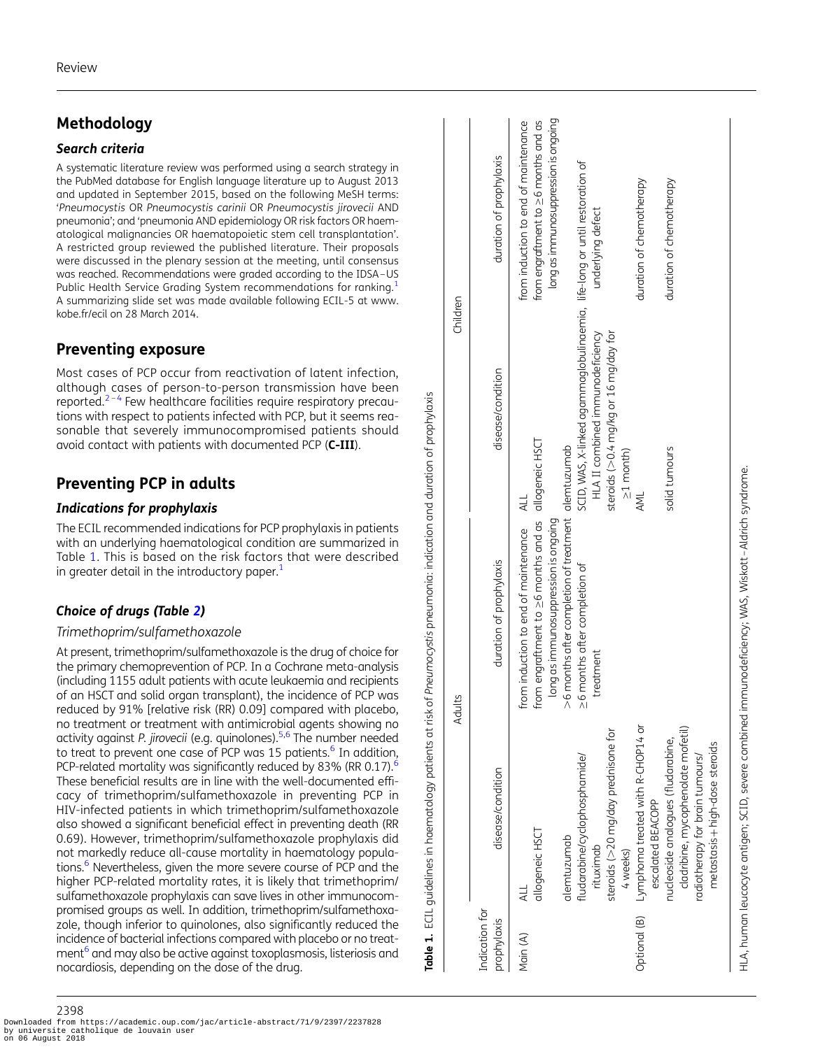## Methodology

### Search criteria

A systematic literature review was performed using a search strategy in the PubMed database for English language literature up to August 2013 and updated in September 2015, based on the following MeSH terms: '*Pneumocystis* OR *Pneumocystis carinii* OR *Pneumocystis jirovecii* AND pneumonia'; and 'pneumonia AND epidemiology OR risk factors OR haematological malignancies OR haematopoietic stem cell transplantation'. A restricted group reviewed the published literature. Their proposals were discussed in the plenary session at the meeting, until consensus was reached. Recommendations were graded according to the IDSA–US Public Health Service Grading System recommendations for ranking.[1] A summarizing slide set was made available following ECIL-5 at www.kobe.fr/ecil on 28 March 2014.

## Preventing exposure

Most cases of PCP occur from reactivation of latent infection, although cases of person-to-person transmission have been reported.[2–4] Few healthcare facilities require respiratory precautions with respect to patients infected with PCP, but it seems reasonable that severely immunocompromised patients should avoid contact with patients with documented PCP (**C-III**).

## Preventing PCP in adults

### Indications for prophylaxis

The ECIL recommended indications for PCP prophylaxis in patients with an underlying haematological condition are summarized in Table 1. This is based on the risk factors that were described in greater detail in the introductory paper.[1]

### Choice of drugs (Table 2)

*Trimethoprim/sulfamethoxazole*

At present, trimethoprim/sulfamethoxazole is the drug of choice for the primary chemoprevention of PCP. In a Cochrane meta-analysis (including 1155 adult patients with acute leukaemia and recipients of an HSCT and solid organ transplant), the incidence of PCP was reduced by 91% [relative risk (RR) 0.09] compared with placebo, no treatment or treatment with antimicrobial agents showing no activity against *P. jirovecii* (e.g. quinolones).[5,6] The number needed to treat to prevent one case of PCP was 15 patients.[6] In addition, PCP-related mortality was significantly reduced by 83% (RR 0.17).[6] These beneficial results are in line with the well-documented efficacy of trimethoprim/sulfamethoxazole in preventing PCP in HIV-infected patients in which trimethoprim/sulfamethoxazole also showed a significant beneficial effect in preventing death (RR 0.69). However, trimethoprim/sulfamethoxazole prophylaxis did not markedly reduce all-cause mortality in haematology populations.[6] Nevertheless, given the more severe course of PCP and the higher PCP-related mortality rates, it is likely that trimethoprim/sulfamethoxazole prophylaxis can save lives in other immunocompromised groups as well. In addition, trimethoprim/sulfamethoxazole, though inferior to quinolones, also significantly reduced the incidence of bacterial infections compared with placebo or no treatment[6] and may also be active against toxoplasmosis, listeriosis and nocardiosis, depending on the dose of the drug.

**Table 1.** ECIL guidelines in haematology patients at risk of *Pneumocystis* pneumonia: indication and duration of prophylaxis

| Indication for prophylaxis | Adults | | Children | |
|---|---|---|---|---|
| | disease/condition | duration of prophylaxis | disease/condition | duration of prophylaxis |
| Main (A) | ALL | from induction to end of maintenance | ALL | from induction to end of maintenance |
| | allogeneic HSCT | from engraftment to ≥6 months and as long as immunosuppression is ongoing | allogeneic HSCT | from engraftment to ≥6 months and as long as immunosuppression is ongoing |
| | alemtuzumab | >6 months after completion of treatment | alemtuzumab | |
| | fludarabine/cyclophosphamide/ rituximab | ≥6 months after completion of treatment | SCID, WAS, X-linked agammaglobulinaemia, HLA II combined immunodeficiency | life-long or until restoration of underlying defect |
| | steroids (>20 mg/day prednisone for 4 weeks) | | steroids (>0.4 mg/kg or 16 mg/day for ≥1 month) | |
| Optional (B) | Lymphoma treated with R-CHOP14 or escalated BEACOPP | | AML | duration of chemotherapy |
| | nucleoside analogues (fludarabine, cladribine, mycophenolate mofetil) | | solid tumours | duration of chemotherapy |
| | radiotherapy for brain tumours/ metastasis+high-dose steroids | | | |

HLA, human leucocyte antigen; SCID, severe combined immunodeficiency; WAS, Wiskott–Aldrich syndrome.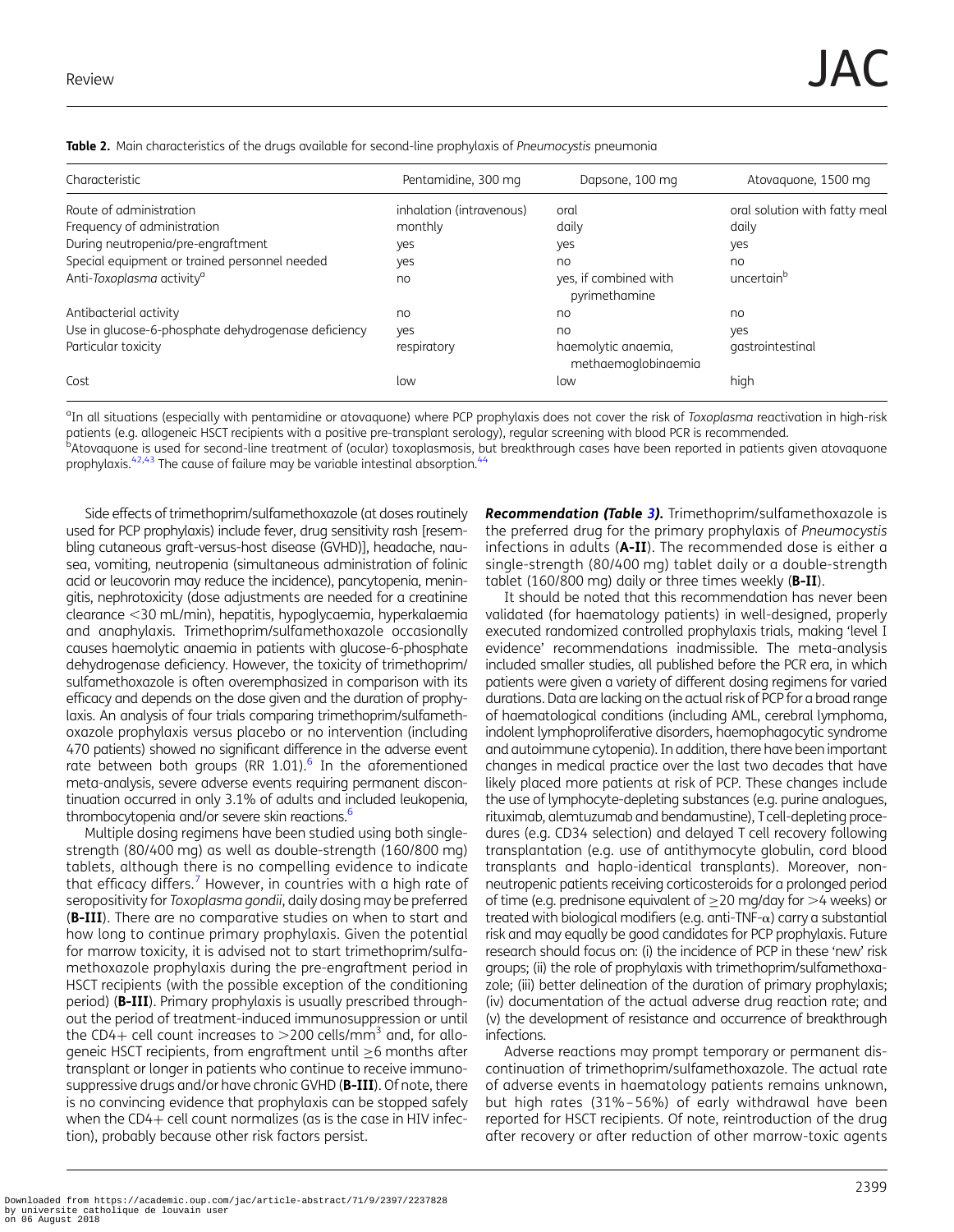**Table 2.** Main characteristics of the drugs available for second-line prophylaxis of *Pneumocystis* pneumonia

| Characteristic | Pentamidine, 300 mg | Dapsone, 100 mg | Atovaquone, 1500 mg |
|---|---|---|---|
| Route of administration | inhalation (intravenous) | oral | oral solution with fatty meal |
| Frequency of administration | monthly | daily | daily |
| During neutropenia/pre-engraftment | yes | yes | yes |
| Special equipment or trained personnel needed | yes | no | no |
| Anti-*Toxoplasma* activity[a] | no | yes, if combined with pyrimethamine | uncertain[b] |
| Antibacterial activity | no | no | no |
| Use in glucose-6-phosphate dehydrogenase deficiency | yes | no | yes |
| Particular toxicity | respiratory | haemolytic anaemia, methaemoglobinaemia | gastrointestinal |
| Cost | low | low | high |

[a]In all situations (especially with pentamidine or atovaquone) where PCP prophylaxis does not cover the risk of *Toxoplasma* reactivation in high-risk patients (e.g. allogeneic HSCT recipients with a positive pre-transplant serology), regular screening with blood PCR is recommended.
[b]Atovaquone is used for second-line treatment of (ocular) toxoplasmosis, but breakthrough cases have been reported in patients given atovaquone prophylaxis.[42,43] The cause of failure may be variable intestinal absorption.[44]

Side effects of trimethoprim/sulfamethoxazole (at doses routinely used for PCP prophylaxis) include fever, drug sensitivity rash [resembling cutaneous graft-versus-host disease (GVHD)], headache, nausea, vomiting, neutropenia (simultaneous administration of folinic acid or leucovorin may reduce the incidence), pancytopenia, meningitis, nephrotoxicity (dose adjustments are needed for a creatinine clearance <30 mL/min), hepatitis, hypoglycaemia, hyperkalaemia and anaphylaxis. Trimethoprim/sulfamethoxazole occasionally causes haemolytic anaemia in patients with glucose-6-phosphate dehydrogenase deficiency. However, the toxicity of trimethoprim/sulfamethoxazole is often overemphasized in comparison with its efficacy and depends on the dose given and the duration of prophylaxis. An analysis of four trials comparing trimethoprim/sulfamethoxazole prophylaxis versus placebo or no intervention (including 470 patients) showed no significant difference in the adverse event rate between both groups (RR 1.01).[6] In the aforementioned meta-analysis, severe adverse events requiring permanent discontinuation occurred in only 3.1% of adults and included leukopenia, thrombocytopenia and/or severe skin reactions.[6]

Multiple dosing regimens have been studied using both single-strength (80/400 mg) as well as double-strength (160/800 mg) tablets, although there is no compelling evidence to indicate that efficacy differs.[7] However, in countries with a high rate of seropositivity for *Toxoplasma gondii*, daily dosing may be preferred (**B-III**). There are no comparative studies on when to start and how long to continue primary prophylaxis. Given the potential for marrow toxicity, it is advised not to start trimethoprim/sulfamethoxazole prophylaxis during the pre-engraftment period in HSCT recipients (with the possible exception of the conditioning period) (**B-III**). Primary prophylaxis is usually prescribed throughout the period of treatment-induced immunosuppression or until the CD4+ cell count increases to $>200$ cells/mm$^3$ and, for allogeneic HSCT recipients, from engraftment until $\geq 6$ months after transplant or longer in patients who continue to receive immunosuppressive drugs and/or have chronic GVHD (**B-III**). Of note, there is no convincing evidence that prophylaxis can be stopped safely when the CD4+ cell count normalizes (as is the case in HIV infection), probably because other risk factors persist.

***Recommendation (Table 3).*** Trimethoprim/sulfamethoxazole is the preferred drug for the primary prophylaxis of *Pneumocystis* infections in adults (**A-II**). The recommended dose is either a single-strength (80/400 mg) tablet daily or a double-strength tablet (160/800 mg) daily or three times weekly (**B-II**).

It should be noted that this recommendation has never been validated (for haematology patients) in well-designed, properly executed randomized controlled prophylaxis trials, making 'level I evidence' recommendations inadmissible. The meta-analysis included smaller studies, all published before the PCR era, in which patients were given a variety of different dosing regimens for varied durations. Data are lacking on the actual risk of PCP for a broad range of haematological conditions (including AML, cerebral lymphoma, indolent lymphoproliferative disorders, haemophagocytic syndrome and autoimmune cytopenia). In addition, there have been important changes in medical practice over the last two decades that have likely placed more patients at risk of PCP. These changes include the use of lymphocyte-depleting substances (e.g. purine analogues, rituximab, alemtuzumab and bendamustine), T cell-depleting procedures (e.g. CD34 selection) and delayed T cell recovery following transplantation (e.g. use of antithymocyte globulin, cord blood transplants and haplo-identical transplants). Moreover, non-neutropenic patients receiving corticosteroids for a prolonged period of time (e.g. prednisone equivalent of $\geq 20$ mg/day for $>4$ weeks) or treated with biological modifiers (e.g. anti-TNF-$\alpha$) carry a substantial risk and may equally be good candidates for PCP prophylaxis. Future research should focus on: (i) the incidence of PCP in these 'new' risk groups; (ii) the role of prophylaxis with trimethoprim/sulfamethoxazole; (iii) better delineation of the duration of primary prophylaxis; (iv) documentation of the actual adverse drug reaction rate; and (v) the development of resistance and occurrence of breakthrough infections.

Adverse reactions may prompt temporary or permanent discontinuation of trimethoprim/sulfamethoxazole. The actual rate of adverse events in haematology patients remains unknown, but high rates (31%–56%) of early withdrawal have been reported for HSCT recipients. Of note, reintroduction of the drug after recovery or after reduction of other marrow-toxic agents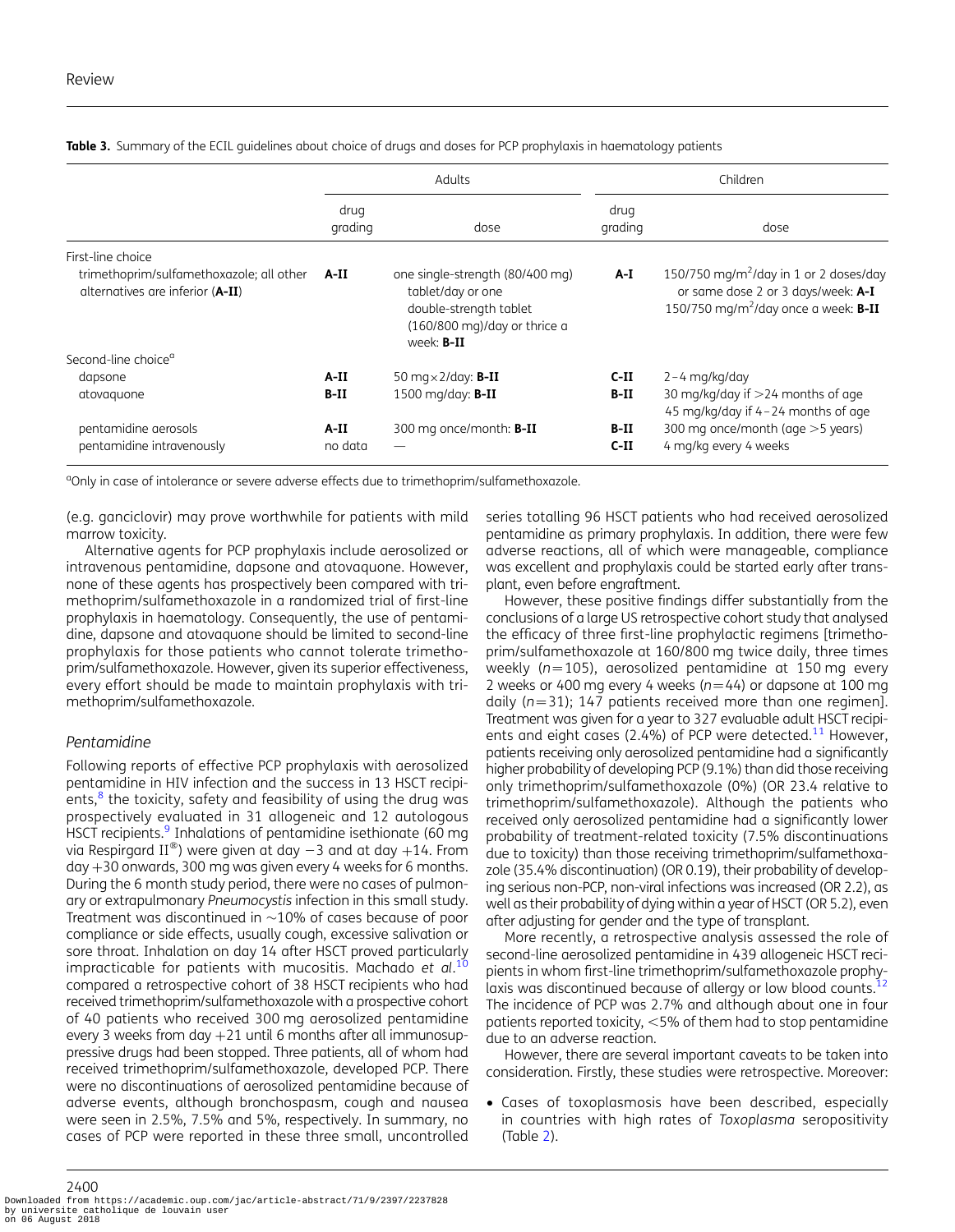**Table 3.** Summary of the ECIL guidelines about choice of drugs and doses for PCP prophylaxis in haematology patients

| | Adults | | Children | |
|---|---|---|---|---|
| | drug grading | dose | drug grading | dose |
| First-line choice | | | | |
| trimethoprim/sulfamethoxazole; all other alternatives are inferior (**A-II**) | **A-II** | one single-strength (80/400 mg) tablet/day or one double-strength tablet (160/800 mg)/day or thrice a week: **B-II** | **A-I** | 150/750 mg/m$^2$/day in 1 or 2 doses/day or same dose 2 or 3 days/week: **A-I** 150/750 mg/m$^2$/day once a week: **B-II** |
| Second-line choice[a] | | | | |
| dapsone | **A-II** | 50 mg×2/day: **B-II** | **C-II** | 2–4 mg/kg/day |
| atovaquone | **B-II** | 1500 mg/day: **B-II** | **B-II** | 30 mg/kg/day if >24 months of age 45 mg/kg/day if 4–24 months of age |
| pentamidine aerosols | **A-II** | 300 mg once/month: **B-II** | **B-II** | 300 mg once/month (age >5 years) |
| pentamidine intravenously | no data | — | **C-II** | 4 mg/kg every 4 weeks |

[a]Only in case of intolerance or severe adverse effects due to trimethoprim/sulfamethoxazole.

(e.g. ganciclovir) may prove worthwhile for patients with mild marrow toxicity.

Alternative agents for PCP prophylaxis include aerosolized or intravenous pentamidine, dapsone and atovaquone. However, none of these agents has prospectively been compared with trimethoprim/sulfamethoxazole in a randomized trial of first-line prophylaxis in haematology. Consequently, the use of pentamidine, dapsone and atovaquone should be limited to second-line prophylaxis for those patients who cannot tolerate trimethoprim/sulfamethoxazole. However, given its superior effectiveness, every effort should be made to maintain prophylaxis with trimethoprim/sulfamethoxazole.

### *Pentamidine*

Following reports of effective PCP prophylaxis with aerosolized pentamidine in HIV infection and the success in 13 HSCT recipients,[8] the toxicity, safety and feasibility of using the drug was prospectively evaluated in 31 allogeneic and 12 autologous HSCT recipients.[9] Inhalations of pentamidine isethionate (60 mg via Respirgard II®) were given at day −3 and at day +14. From day +30 onwards, 300 mg was given every 4 weeks for 6 months. During the 6 month study period, there were no cases of pulmonary or extrapulmonary *Pneumocystis* infection in this small study. Treatment was discontinued in ∼10% of cases because of poor compliance or side effects, usually cough, excessive salivation or sore throat. Inhalation on day 14 after HSCT proved particularly impracticable for patients with mucositis. Machado *et al.*[10] compared a retrospective cohort of 38 HSCT recipients who had received trimethoprim/sulfamethoxazole with a prospective cohort of 40 patients who received 300 mg aerosolized pentamidine every 3 weeks from day +21 until 6 months after all immunosuppressive drugs had been stopped. Three patients, all of whom had received trimethoprim/sulfamethoxazole, developed PCP. There were no discontinuations of aerosolized pentamidine because of adverse events, although bronchospasm, cough and nausea were seen in 2.5%, 7.5% and 5%, respectively. In summary, no cases of PCP were reported in these three small, uncontrolled series totalling 96 HSCT patients who had received aerosolized pentamidine as primary prophylaxis. In addition, there were few adverse reactions, all of which were manageable, compliance was excellent and prophylaxis could be started early after transplant, even before engraftment.

However, these positive findings differ substantially from the conclusions of a large US retrospective cohort study that analysed the efficacy of three first-line prophylactic regimens [trimethoprim/sulfamethoxazole at 160/800 mg twice daily, three times weekly ($n$=105), aerosolized pentamidine at 150 mg every 2 weeks or 400 mg every 4 weeks ($n$=44) or dapsone at 100 mg daily ($n$=31); 147 patients received more than one regimen]. Treatment was given for a year to 327 evaluable adult HSCT recipients and eight cases (2.4%) of PCP were detected.[11] However, patients receiving only aerosolized pentamidine had a significantly higher probability of developing PCP (9.1%) than did those receiving only trimethoprim/sulfamethoxazole (0%) (OR 23.4 relative to trimethoprim/sulfamethoxazole). Although the patients who received only aerosolized pentamidine had a significantly lower probability of treatment-related toxicity (7.5% discontinuations due to toxicity) than those receiving trimethoprim/sulfamethoxazole (35.4% discontinuation) (OR 0.19), their probability of developing serious non-PCP, non-viral infections was increased (OR 2.2), as well as their probability of dying within a year of HSCT (OR 5.2), even after adjusting for gender and the type of transplant.

More recently, a retrospective analysis assessed the role of second-line aerosolized pentamidine in 439 allogeneic HSCT recipients in whom first-line trimethoprim/sulfamethoxazole prophylaxis was discontinued because of allergy or low blood counts.[12] The incidence of PCP was 2.7% and although about one in four patients reported toxicity, <5% of them had to stop pentamidine due to an adverse reaction.

However, there are several important caveats to be taken into consideration. Firstly, these studies were retrospective. Moreover:

- Cases of toxoplasmosis have been described, especially in countries with high rates of *Toxoplasma* seropositivity (Table 2).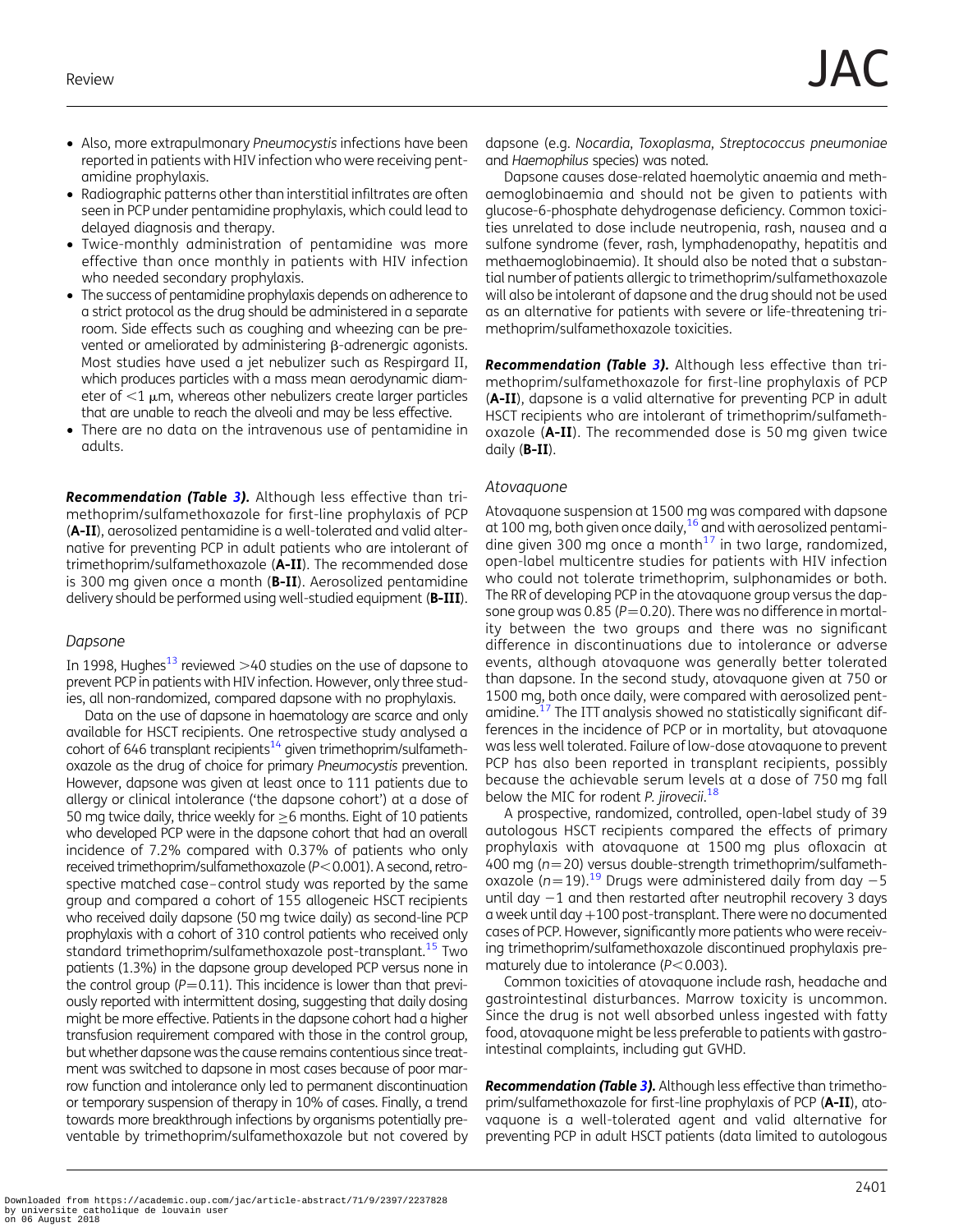- Also, more extrapulmonary *Pneumocystis* infections have been reported in patients with HIV infection who were receiving pentamidine prophylaxis.
- Radiographic patterns other than interstitial infiltrates are often seen in PCP under pentamidine prophylaxis, which could lead to delayed diagnosis and therapy.
- Twice-monthly administration of pentamidine was more effective than once monthly in patients with HIV infection who needed secondary prophylaxis.
- The success of pentamidine prophylaxis depends on adherence to a strict protocol as the drug should be administered in a separate room. Side effects such as coughing and wheezing can be prevented or ameliorated by administering β-adrenergic agonists. Most studies have used a jet nebulizer such as Respirgard II, which produces particles with a mass mean aerodynamic diameter of <1 μm, whereas other nebulizers create larger particles that are unable to reach the alveoli and may be less effective.
- There are no data on the intravenous use of pentamidine in adults.

***Recommendation (Table 3).*** Although less effective than trimethoprim/sulfamethoxazole for first-line prophylaxis of PCP (**A-II**), aerosolized pentamidine is a well-tolerated and valid alternative for preventing PCP in adult patients who are intolerant of trimethoprim/sulfamethoxazole (**A-II**). The recommended dose is 300 mg given once a month (**B-II**). Aerosolized pentamidine delivery should be performed using well-studied equipment (**B-III**).

### Dapsone

In 1998, Hughes[13] reviewed >40 studies on the use of dapsone to prevent PCP in patients with HIV infection. However, only three studies, all non-randomized, compared dapsone with no prophylaxis.

Data on the use of dapsone in haematology are scarce and only available for HSCT recipients. One retrospective study analysed a cohort of 646 transplant recipients[14] given trimethoprim/sulfamethoxazole as the drug of choice for primary *Pneumocystis* prevention. However, dapsone was given at least once to 111 patients due to allergy or clinical intolerance ('the dapsone cohort') at a dose of 50 mg twice daily, thrice weekly for ≥6 months. Eight of 10 patients who developed PCP were in the dapsone cohort that had an overall incidence of 7.2% compared with 0.37% of patients who only received trimethoprim/sulfamethoxazole ($P<0.001$). A second, retrospective matched case–control study was reported by the same group and compared a cohort of 155 allogeneic HSCT recipients who received daily dapsone (50 mg twice daily) as second-line PCP prophylaxis with a cohort of 310 control patients who received only standard trimethoprim/sulfamethoxazole post-transplant.[15] Two patients (1.3%) in the dapsone group developed PCP versus none in the control group ($P=0.11$). This incidence is lower than that previously reported with intermittent dosing, suggesting that daily dosing might be more effective. Patients in the dapsone cohort had a higher transfusion requirement compared with those in the control group, but whether dapsone was the cause remains contentious since treatment was switched to dapsone in most cases because of poor marrow function and intolerance only led to permanent discontinuation or temporary suspension of therapy in 10% of cases. Finally, a trend towards more breakthrough infections by organisms potentially preventable by trimethoprim/sulfamethoxazole but not covered by dapsone (e.g. *Nocardia*, *Toxoplasma*, *Streptococcus pneumoniae* and *Haemophilus* species) was noted.

Dapsone causes dose-related haemolytic anaemia and methaemoglobinaemia and should not be given to patients with glucose-6-phosphate dehydrogenase deficiency. Common toxicities unrelated to dose include neutropenia, rash, nausea and a sulfone syndrome (fever, rash, lymphadenopathy, hepatitis and methaemoglobinaemia). It should also be noted that a substantial number of patients allergic to trimethoprim/sulfamethoxazole will also be intolerant of dapsone and the drug should not be used as an alternative for patients with severe or life-threatening trimethoprim/sulfamethoxazole toxicities.

***Recommendation (Table 3).*** Although less effective than trimethoprim/sulfamethoxazole for first-line prophylaxis of PCP (**A-II**), dapsone is a valid alternative for preventing PCP in adult HSCT recipients who are intolerant of trimethoprim/sulfamethoxazole (**A-II**). The recommended dose is 50 mg given twice daily (**B-II**).

### Atovaquone

Atovaquone suspension at 1500 mg was compared with dapsone at 100 mg, both given once daily,[16] and with aerosolized pentamidine given 300 mg once a month[17] in two large, randomized, open-label multicentre studies for patients with HIV infection who could not tolerate trimethoprim, sulphonamides or both. The RR of developing PCP in the atovaquone group versus the dapsone group was 0.85 ($P=0.20$). There was no difference in mortality between the two groups and there was no significant difference in discontinuations due to intolerance or adverse events, although atovaquone was generally better tolerated than dapsone. In the second study, atovaquone given at 750 or 1500 mg, both once daily, were compared with aerosolized pentamidine.[17] The ITT analysis showed no statistically significant differences in the incidence of PCP or in mortality, but atovaquone was less well tolerated. Failure of low-dose atovaquone to prevent PCP has also been reported in transplant recipients, possibly because the achievable serum levels at a dose of 750 mg fall below the MIC for rodent *P. jirovecii*.[18]

A prospective, randomized, controlled, open-label study of 39 autologous HSCT recipients compared the effects of primary prophylaxis with atovaquone at 1500 mg plus ofloxacin at 400 mg ($n=20$) versus double-strength trimethoprim/sulfamethoxazole ($n=19$).[19] Drugs were administered daily from day −5 until day −1 and then restarted after neutrophil recovery 3 days a week until day +100 post-transplant. There were no documented cases of PCP. However, significantly more patients who were receiving trimethoprim/sulfamethoxazole discontinued prophylaxis prematurely due to intolerance ($P<0.003$).

Common toxicities of atovaquone include rash, headache and gastrointestinal disturbances. Marrow toxicity is uncommon. Since the drug is not well absorbed unless ingested with fatty food, atovaquone might be less preferable to patients with gastrointestinal complaints, including gut GVHD.

***Recommendation (Table 3).*** Although less effective than trimethoprim/sulfamethoxazole for first-line prophylaxis of PCP (**A-II**), atovaquone is a well-tolerated agent and valid alternative for preventing PCP in adult HSCT patients (data limited to autologous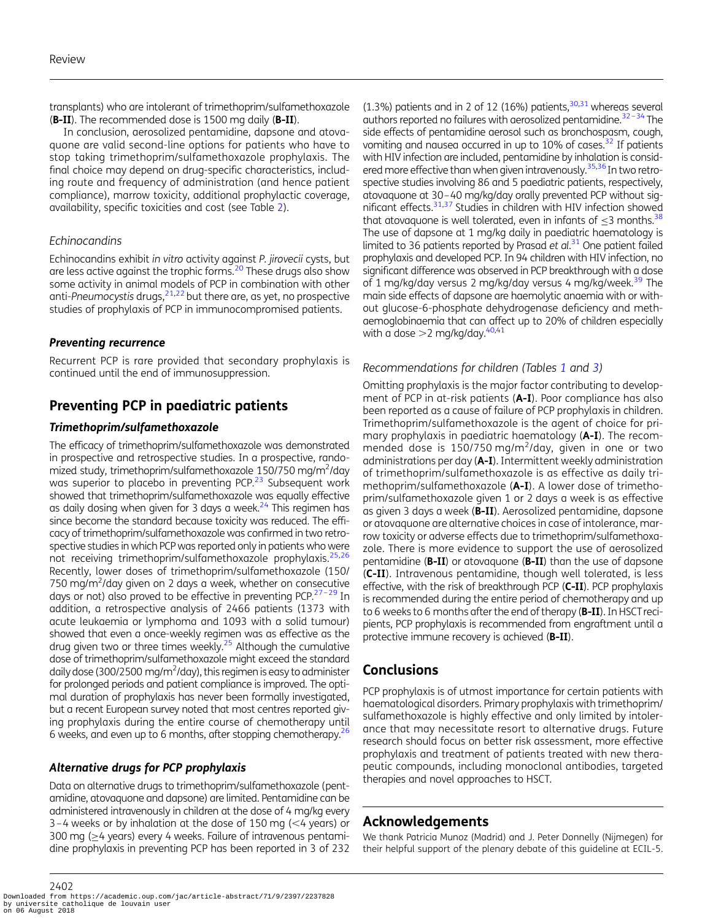transplants) who are intolerant of trimethoprim/sulfamethoxazole (**B-II**). The recommended dose is 1500 mg daily (**B-II**).

In conclusion, aerosolized pentamidine, dapsone and atovaquone are valid second-line options for patients who have to stop taking trimethoprim/sulfamethoxazole prophylaxis. The final choice may depend on drug-specific characteristics, including route and frequency of administration (and hence patient compliance), marrow toxicity, additional prophylactic coverage, availability, specific toxicities and cost (see Table 2).

### *Echinocandins*

Echinocandins exhibit *in vitro* activity against *P. jirovecii* cysts, but are less active against the trophic forms.[20] These drugs also show some activity in animal models of PCP in combination with other anti-*Pneumocystis* drugs,[21,22] but there are, as yet, no prospective studies of prophylaxis of PCP in immunocompromised patients.

### *Preventing recurrence*

Recurrent PCP is rare provided that secondary prophylaxis is continued until the end of immunosuppression.

## Preventing PCP in paediatric patients

### *Trimethoprim/sulfamethoxazole*

The efficacy of trimethoprim/sulfamethoxazole was demonstrated in prospective and retrospective studies. In a prospective, randomized study, trimethoprim/sulfamethoxazole 150/750 mg/m$^2$/day was superior to placebo in preventing PCP.[23] Subsequent work showed that trimethoprim/sulfamethoxazole was equally effective as daily dosing when given for 3 days a week.[24] This regimen has since become the standard because toxicity was reduced. The efficacy of trimethoprim/sulfamethoxazole was confirmed in two retrospective studies in which PCP was reported only in patients who were not receiving trimethoprim/sulfamethoxazole prophylaxis.[25,26] Recently, lower doses of trimethoprim/sulfamethoxazole (150/750 mg/m$^2$/day given on 2 days a week, whether on consecutive days or not) also proved to be effective in preventing PCP.[27–29] In addition, a retrospective analysis of 2466 patients (1373 with acute leukaemia or lymphoma and 1093 with a solid tumour) showed that even a once-weekly regimen was as effective as the drug given two or three times weekly.[25] Although the cumulative dose of trimethoprim/sulfamethoxazole might exceed the standard daily dose (300/2500 mg/m$^2$/day), this regimen is easy to administer for prolonged periods and patient compliance is improved. The optimal duration of prophylaxis has never been formally investigated, but a recent European survey noted that most centres reported giving prophylaxis during the entire course of chemotherapy until 6 weeks, and even up to 6 months, after stopping chemotherapy.[26]

### *Alternative drugs for PCP prophylaxis*

Data on alternative drugs to trimethoprim/sulfamethoxazole (pentamidine, atovaquone and dapsone) are limited. Pentamidine can be administered intravenously in children at the dose of 4 mg/kg every 3–4 weeks or by inhalation at the dose of 150 mg (<4 years) or 300 mg (≥4 years) every 4 weeks. Failure of intravenous pentamidine prophylaxis in preventing PCP has been reported in 3 of 232 (1.3%) patients and in 2 of 12 (16%) patients,[30,31] whereas several authors reported no failures with aerosolized pentamidine.[32–34] The side effects of pentamidine aerosol such as bronchospasm, cough, vomiting and nausea occurred in up to 10% of cases.[32] If patients with HIV infection are included, pentamidine by inhalation is considered more effective than when given intravenously.[35,36] In two retrospective studies involving 86 and 5 paediatric patients, respectively, atovaquone at 30–40 mg/kg/day orally prevented PCP without significant effects.[31,37] Studies in children with HIV infection showed that atovaquone is well tolerated, even in infants of ≤3 months.[38] The use of dapsone at 1 mg/kg daily in paediatric haematology is limited to 36 patients reported by Prasad *et al.*[31] One patient failed prophylaxis and developed PCP. In 94 children with HIV infection, no significant difference was observed in PCP breakthrough with a dose of 1 mg/kg/day versus 2 mg/kg/day versus 4 mg/kg/week.[39] The main side effects of dapsone are haemolytic anaemia with or without glucose-6-phosphate dehydrogenase deficiency and methaemoglobinaemia that can affect up to 20% of children especially with a dose >2 mg/kg/day.[40,41]

### *Recommendations for children (Tables 1 and 3)*

Omitting prophylaxis is the major factor contributing to development of PCP in at-risk patients (**A-I**). Poor compliance has also been reported as a cause of failure of PCP prophylaxis in children. Trimethoprim/sulfamethoxazole is the agent of choice for primary prophylaxis in paediatric haematology (**A-I**). The recommended dose is 150/750 mg/m$^2$/day, given in one or two administrations per day (**A-I**). Intermittent weekly administration of trimethoprim/sulfamethoxazole is as effective as daily trimethoprim/sulfamethoxazole (**A-I**). A lower dose of trimethoprim/sulfamethoxazole given 1 or 2 days a week is as effective as given 3 days a week (**B-II**). Aerosolized pentamidine, dapsone or atovaquone are alternative choices in case of intolerance, marrow toxicity or adverse effects due to trimethoprim/sulfamethoxazole. There is more evidence to support the use of aerosolized pentamidine (**B-II**) or atovaquone (**B-II**) than the use of dapsone (**C-II**). Intravenous pentamidine, though well tolerated, is less effective, with the risk of breakthrough PCP (**C-II**). PCP prophylaxis is recommended during the entire period of chemotherapy and up to 6 weeks to 6 months after the end of therapy (**B-II**). In HSCT recipients, PCP prophylaxis is recommended from engraftment until a protective immune recovery is achieved (**B-II**).

## Conclusions

PCP prophylaxis is of utmost importance for certain patients with haematological disorders. Primary prophylaxis with trimethoprim/sulfamethoxazole is highly effective and only limited by intolerance that may necessitate resort to alternative drugs. Future research should focus on better risk assessment, more effective prophylaxis and treatment of patients treated with new therapeutic compounds, including monoclonal antibodies, targeted therapies and novel approaches to HSCT.

## Acknowledgements

We thank Patricia Munoz (Madrid) and J. Peter Donnelly (Nijmegen) for their helpful support of the plenary debate of this guideline at ECIL-5.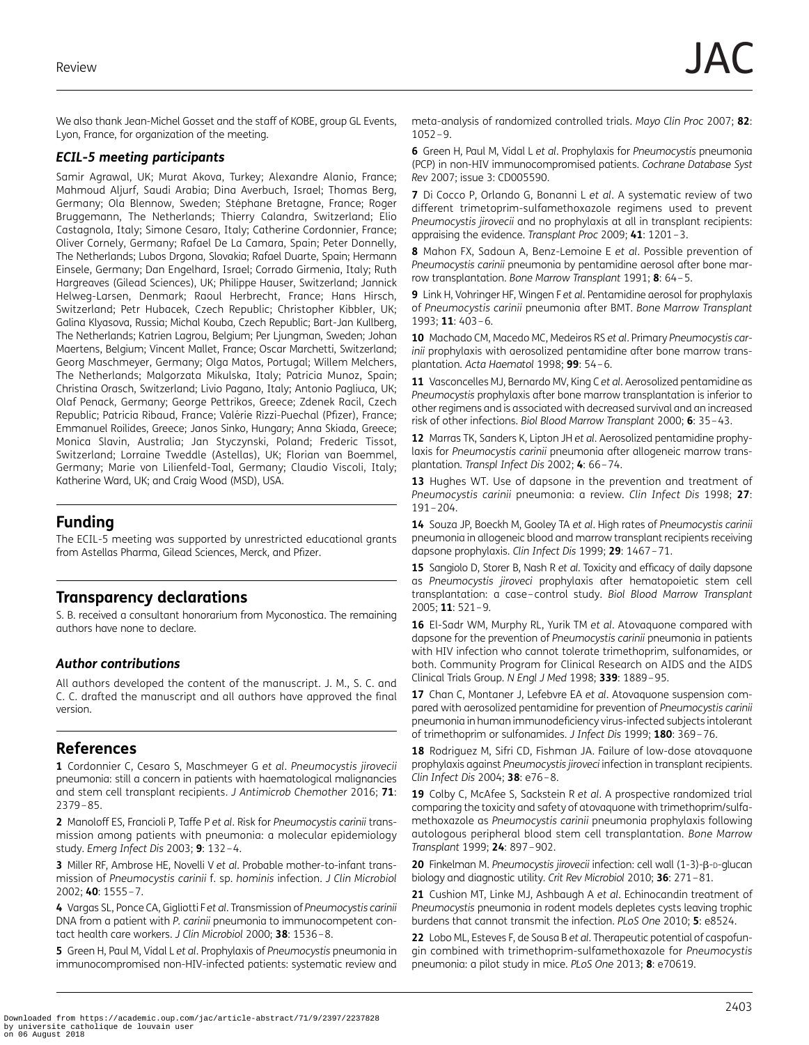We also thank Jean-Michel Gosset and the staff of KOBE, group GL Events, Lyon, France, for organization of the meeting.

### *ECIL-5 meeting participants*

Samir Agrawal, UK; Murat Akova, Turkey; Alexandre Alanio, France; Mahmoud Aljurf, Saudi Arabia; Dina Averbuch, Israel; Thomas Berg, Germany; Ola Blennow, Sweden; Stéphane Bretagne, France; Roger Bruggemann, The Netherlands; Thierry Calandra, Switzerland; Elio Castagnola, Italy; Simone Cesaro, Italy; Catherine Cordonnier, France; Oliver Cornely, Germany; Rafael De La Camara, Spain; Peter Donnelly, The Netherlands; Lubos Drgona, Slovakia; Rafael Duarte, Spain; Hermann Einsele, Germany; Dan Engelhard, Israel; Corrado Girmenia, Italy; Ruth Hargreaves (Gilead Sciences), UK; Philippe Hauser, Switzerland; Jannick Helweg-Larsen, Denmark; Raoul Herbrecht, France; Hans Hirsch, Switzerland; Petr Hubacek, Czech Republic; Christopher Kibbler, UK; Galina Klyasova, Russia; Michal Kouba, Czech Republic; Bart-Jan Kullberg, The Netherlands; Katrien Lagrou, Belgium; Per Ljungman, Sweden; Johan Maertens, Belgium; Vincent Mallet, France; Oscar Marchetti, Switzerland; Georg Maschmeyer, Germany; Olga Matos, Portugal; Willem Melchers, The Netherlands; Malgorzata Mikulska, Italy; Patricia Munoz, Spain; Christina Orasch, Switzerland; Livio Pagano, Italy; Antonio Pagliuca, UK; Olaf Penack, Germany; George Pettrikos, Greece; Zdenek Racil, Czech Republic; Patricia Ribaud, France; Valérie Rizzi-Puechal (Pfizer), France; Emmanuel Roilides, Greece; Janos Sinko, Hungary; Anna Skiada, Greece; Monica Slavin, Australia; Jan Styczynski, Poland; Frederic Tissot, Switzerland; Lorraine Tweddle (Astellas), UK; Florian van Boemmel, Germany; Marie von Lilienfeld-Toal, Germany; Claudio Viscoli, Italy; Katherine Ward, UK; and Craig Wood (MSD), USA.

## Funding

The ECIL-5 meeting was supported by unrestricted educational grants from Astellas Pharma, Gilead Sciences, Merck, and Pfizer.

## Transparency declarations

S. B. received a consultant honorarium from Myconostica. The remaining authors have none to declare.

### *Author contributions*

All authors developed the content of the manuscript. J. M., S. C. and C. C. drafted the manuscript and all authors have approved the final version.

## References

**1** Cordonnier C, Cesaro S, Maschmeyer G *et al*. *Pneumocystis jirovecii* pneumonia: still a concern in patients with haematological malignancies and stem cell transplant recipients. *J Antimicrob Chemother* 2016; **71**: 2379–85.

**2** Manoloff ES, Francioli P, Taffe P *et al*. Risk for *Pneumocystis carinii* transmission among patients with pneumonia: a molecular epidemiology study. *Emerg Infect Dis* 2003; **9**: 132–4.

**3** Miller RF, Ambrose HE, Novelli V *et al*. Probable mother-to-infant transmission of *Pneumocystis carinii* f. sp. *hominis* infection. *J Clin Microbiol* 2002; **40**: 1555–7.

**4** Vargas SL, Ponce CA, Gigliotti F *et al*. Transmission of *Pneumocystis carinii* DNA from a patient with *P. carinii* pneumonia to immunocompetent contact health care workers. *J Clin Microbiol* 2000; **38**: 1536–8.

**5** Green H, Paul M, Vidal L *et al*. Prophylaxis of *Pneumocystis* pneumonia in immunocompromised non-HIV-infected patients: systematic review and meta-analysis of randomized controlled trials. *Mayo Clin Proc* 2007; **82**: 1052–9.

**6** Green H, Paul M, Vidal L *et al*. Prophylaxis for *Pneumocystis* pneumonia (PCP) in non-HIV immunocompromised patients. *Cochrane Database Syst Rev* 2007; issue 3: CD005590.

**7** Di Cocco P, Orlando G, Bonanni L *et al*. A systematic review of two different trimetoprim-sulfamethoxazole regimens used to prevent *Pneumocystis jirovecii* and no prophylaxis at all in transplant recipients: appraising the evidence. *Transplant Proc* 2009; **41**: 1201–3.

**8** Mahon FX, Sadoun A, Benz-Lemoine E *et al*. Possible prevention of *Pneumocystis carinii* pneumonia by pentamidine aerosol after bone marrow transplantation. *Bone Marrow Transplant* 1991; **8**: 64–5.

**9** Link H, Vohringer HF, Wingen F *et al*. Pentamidine aerosol for prophylaxis of *Pneumocystis carinii* pneumonia after BMT. *Bone Marrow Transplant* 1993; **11**: 403–6.

**10** Machado CM, Macedo MC, Medeiros RS *et al*. Primary *Pneumocystis carinii* prophylaxis with aerosolized pentamidine after bone marrow transplantation. *Acta Haematol* 1998; **99**: 54–6.

**11** Vasconcelles MJ, Bernardo MV, King C *et al*. Aerosolized pentamidine as *Pneumocystis* prophylaxis after bone marrow transplantation is inferior to other regimens and is associated with decreased survival and an increased risk of other infections. *Biol Blood Marrow Transplant* 2000; **6**: 35–43.

**12** Marras TK, Sanders K, Lipton JH *et al*. Aerosolized pentamidine prophylaxis for *Pneumocystis carinii* pneumonia after allogeneic marrow transplantation. *Transpl Infect Dis* 2002; **4**: 66–74.

**13** Hughes WT. Use of dapsone in the prevention and treatment of *Pneumocystis carinii* pneumonia: a review. *Clin Infect Dis* 1998; **27**: 191–204.

**14** Souza JP, Boeckh M, Gooley TA *et al*. High rates of *Pneumocystis carinii* pneumonia in allogeneic blood and marrow transplant recipients receiving dapsone prophylaxis. *Clin Infect Dis* 1999; **29**: 1467–71.

**15** Sangiolo D, Storer B, Nash R *et al*. Toxicity and efficacy of daily dapsone as *Pneumocystis jiroveci* prophylaxis after hematopoietic stem cell transplantation: a case–control study. *Biol Blood Marrow Transplant* 2005; **11**: 521–9.

**16** El-Sadr WM, Murphy RL, Yurik TM *et al*. Atovaquone compared with dapsone for the prevention of *Pneumocystis carinii* pneumonia in patients with HIV infection who cannot tolerate trimethoprim, sulfonamides, or both. Community Program for Clinical Research on AIDS and the AIDS Clinical Trials Group. *N Engl J Med* 1998; **339**: 1889–95.

**17** Chan C, Montaner J, Lefebvre EA *et al*. Atovaquone suspension compared with aerosolized pentamidine for prevention of *Pneumocystis carinii* pneumonia in human immunodeficiency virus-infected subjects intolerant of trimethoprim or sulfonamides. *J Infect Dis* 1999; **180**: 369–76.

**18** Rodriguez M, Sifri CD, Fishman JA. Failure of low-dose atovaquone prophylaxis against *Pneumocystis jiroveci* infection in transplant recipients. *Clin Infect Dis* 2004; **38**: e76–8.

**19** Colby C, McAfee S, Sackstein R *et al*. A prospective randomized trial comparing the toxicity and safety of atovaquone with trimethoprim/sulfamethoxazole as *Pneumocystis carinii* pneumonia prophylaxis following autologous peripheral blood stem cell transplantation. *Bone Marrow Transplant* 1999; **24**: 897–902.

**20** Finkelman M. *Pneumocystis jirovecii* infection: cell wall (1-3)-β-D-glucan biology and diagnostic utility. *Crit Rev Microbiol* 2010; **36**: 271–81.

**21** Cushion MT, Linke MJ, Ashbaugh A *et al*. Echinocandin treatment of *Pneumocystis* pneumonia in rodent models depletes cysts leaving trophic burdens that cannot transmit the infection. *PLoS One* 2010; **5**: e8524.

**22** Lobo ML, Esteves F, de Sousa B *et al*. Therapeutic potential of caspofungin combined with trimethoprim-sulfamethoxazole for *Pneumocystis* pneumonia: a pilot study in mice. *PLoS One* 2013; **8**: e70619.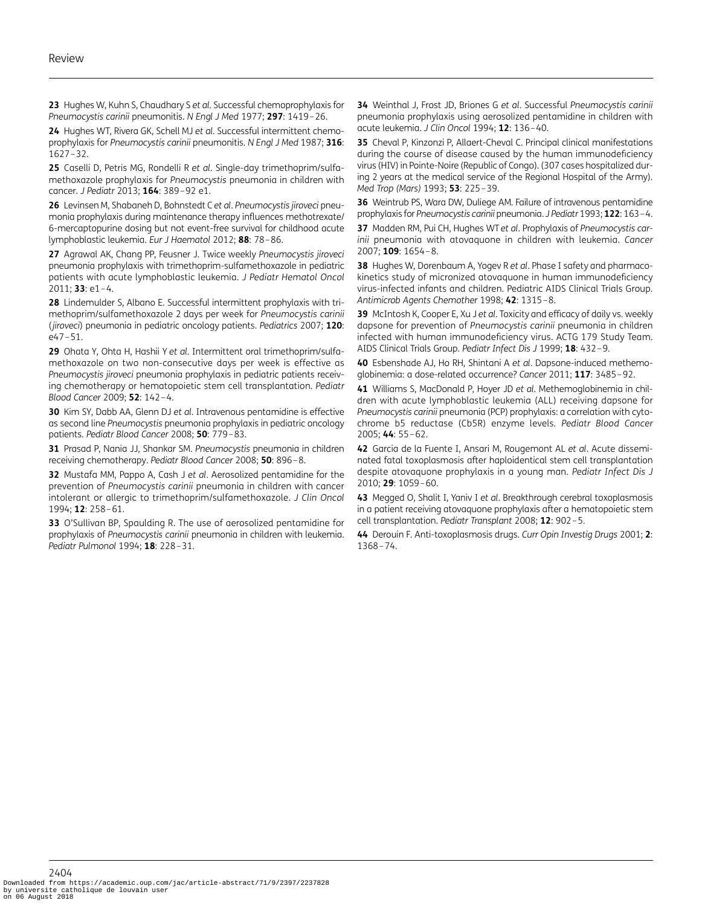**23** Hughes W, Kuhn S, Chaudhary S *et al*. Successful chemoprophylaxis for *Pneumocystis carinii* pneumonitis. *N Engl J Med* 1977; **297**: 1419–26.

**24** Hughes WT, Rivera GK, Schell MJ *et al*. Successful intermittent chemoprophylaxis for *Pneumocystis carinii* pneumonitis. *N Engl J Med* 1987; **316**: 1627–32.

**25** Caselli D, Petris MG, Rondelli R *et al*. Single-day trimethoprim/sulfamethoxazole prophylaxis for *Pneumocystis* pneumonia in children with cancer. *J Pediatr* 2013; **164**: 389–92 e1.

**26** Levinsen M, Shabaneh D, Bohnstedt C *et al*. *Pneumocystis jiroveci* pneumonia prophylaxis during maintenance therapy influences methotrexate/6-mercaptopurine dosing but not event-free survival for childhood acute lymphoblastic leukemia. *Eur J Haematol* 2012; **88**: 78–86.

**27** Agrawal AK, Chang PP, Feusner J. Twice weekly *Pneumocystis jiroveci* pneumonia prophylaxis with trimethoprim-sulfamethoxazole in pediatric patients with acute lymphoblastic leukemia. *J Pediatr Hematol Oncol* 2011; **33**: e1–4.

**28** Lindemulder S, Albano E. Successful intermittent prophylaxis with trimethoprim/sulfamethoxazole 2 days per week for *Pneumocystis carinii* (*jiroveci*) pneumonia in pediatric oncology patients. *Pediatrics* 2007; **120**: e47–51.

**29** Ohata Y, Ohta H, Hashii Y *et al*. Intermittent oral trimethoprim/sulfamethoxazole on two non-consecutive days per week is effective as *Pneumocystis jiroveci* pneumonia prophylaxis in pediatric patients receiving chemotherapy or hematopoietic stem cell transplantation. *Pediatr Blood Cancer* 2009; **52**: 142–4.

**30** Kim SY, Dabb AA, Glenn DJ *et al*. Intravenous pentamidine is effective as second line *Pneumocystis* pneumonia prophylaxis in pediatric oncology patients. *Pediatr Blood Cancer* 2008; **50**: 779–83.

**31** Prasad P, Nania JJ, Shankar SM. *Pneumocystis* pneumonia in children receiving chemotherapy. *Pediatr Blood Cancer* 2008; **50**: 896–8.

**32** Mustafa MM, Pappo A, Cash J *et al*. Aerosolized pentamidine for the prevention of *Pneumocystis carinii* pneumonia in children with cancer intolerant or allergic to trimethoprim/sulfamethoxazole. *J Clin Oncol* 1994; **12**: 258–61.

**33** O'Sullivan BP, Spaulding R. The use of aerosolized pentamidine for prophylaxis of *Pneumocystis carinii* pneumonia in children with leukemia. *Pediatr Pulmonol* 1994; **18**: 228–31.

**34** Weinthal J, Frost JD, Briones G *et al*. Successful *Pneumocystis carinii* pneumonia prophylaxis using aerosolized pentamidine in children with acute leukemia. *J Clin Oncol* 1994; **12**: 136–40.

**35** Cheval P, Kinzonzi P, Allaert-Cheval C. Principal clinical manifestations during the course of disease caused by the human immunodeficiency virus (HIV) in Pointe-Noire (Republic of Congo). (307 cases hospitalized during 2 years at the medical service of the Regional Hospital of the Army). *Med Trop (Mars)* 1993; **53**: 225–39.

**36** Weintrub PS, Wara DW, Duliege AM. Failure of intravenous pentamidine prophylaxis for *Pneumocystis carinii* pneumonia. *J Pediatr* 1993; **122**: 163–4.

**37** Madden RM, Pui CH, Hughes WT *et al*. Prophylaxis of *Pneumocystis carinii* pneumonia with atovaquone in children with leukemia. *Cancer* 2007; **109**: 1654–8.

**38** Hughes W, Dorenbaum A, Yogev R *et al*. Phase I safety and pharmacokinetics study of micronized atovaquone in human immunodeficiency virus-infected infants and children. Pediatric AIDS Clinical Trials Group. *Antimicrob Agents Chemother* 1998; **42**: 1315–8.

**39** McIntosh K, Cooper E, Xu J *et al*. Toxicity and efficacy of daily vs. weekly dapsone for prevention of *Pneumocystis carinii* pneumonia in children infected with human immunodeficiency virus. ACTG 179 Study Team. AIDS Clinical Trials Group. *Pediatr Infect Dis J* 1999; **18**: 432–9.

**40** Esbenshade AJ, Ho RH, Shintani A *et al*. Dapsone-induced methemoglobinemia: a dose-related occurrence? *Cancer* 2011; **117**: 3485–92.

**41** Williams S, MacDonald P, Hoyer JD *et al*. Methemoglobinemia in children with acute lymphoblastic leukemia (ALL) receiving dapsone for *Pneumocystis carinii* pneumonia (PCP) prophylaxis: a correlation with cytochrome b5 reductase (Cb5R) enzyme levels. *Pediatr Blood Cancer* 2005; **44**: 55–62.

**42** Garcia de la Fuente I, Ansari M, Rougemont AL *et al*. Acute disseminated fatal toxoplasmosis after haploidentical stem cell transplantation despite atovaquone prophylaxis in a young man. *Pediatr Infect Dis J* 2010; **29**: 1059–60.

**43** Megged O, Shalit I, Yaniv I *et al*. Breakthrough cerebral toxoplasmosis in a patient receiving atovaquone prophylaxis after a hematopoietic stem cell transplantation. *Pediatr Transplant* 2008; **12**: 902–5.

**44** Derouin F. Anti-toxoplasmosis drugs. *Curr Opin Investig Drugs* 2001; **2**: 1368–74.